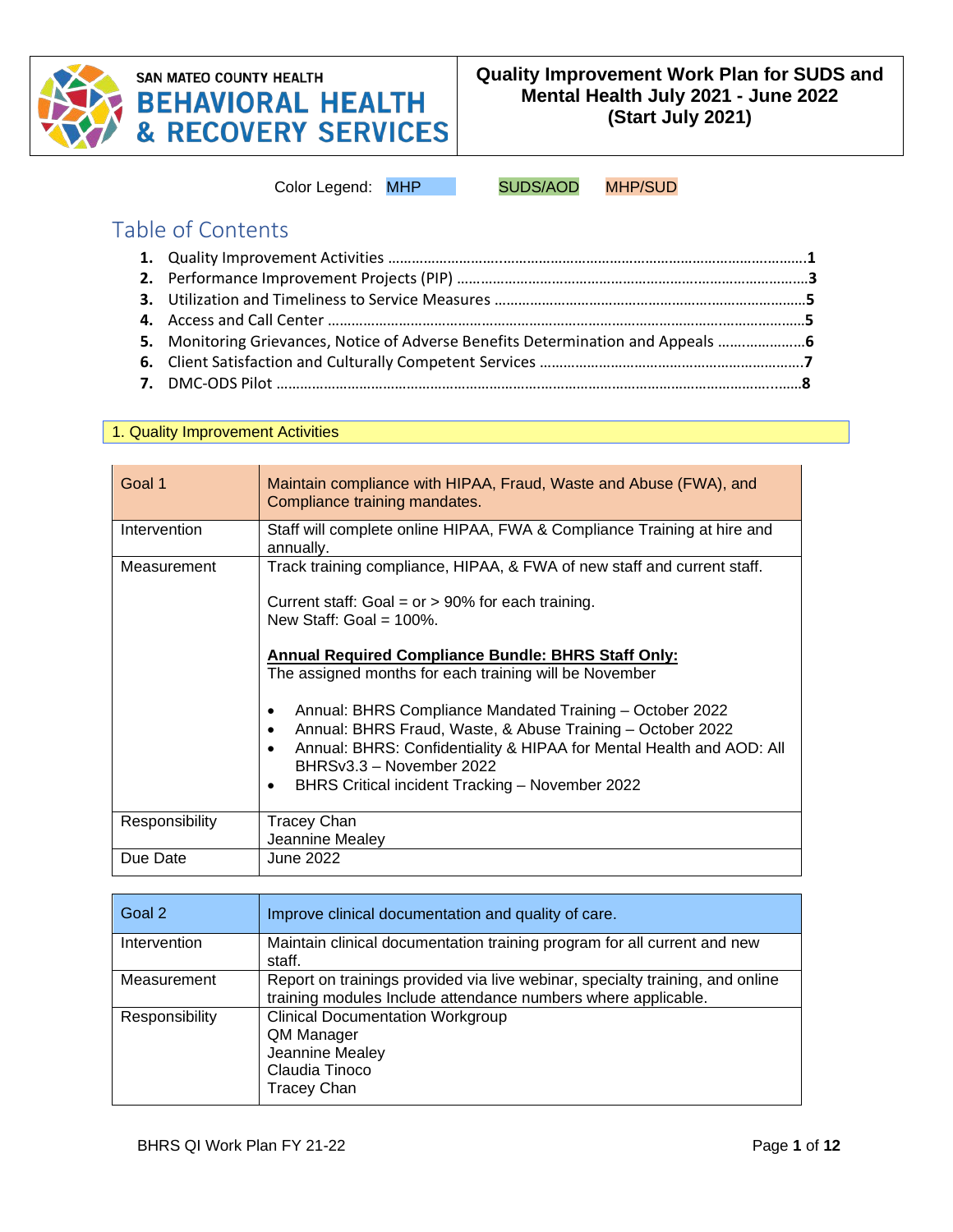SAN MATEO COUNTY HEALTH
**BEHAVIORAL HEALTH & RECOVERY SERVICES**

# Quality Improvement Work Plan for SUDS and Mental Health July 2021 - June 2022 (Start July 2021)

Color Legend: MHP SUDS/AOD MHP/SUD

## Table of Contents

1. Quality Improvement Activities ........................................................................1
2. Performance Improvement Projects (PIP) ..........................................................3
3. Utilization and Timeliness to Service Measures .................................................5
4. Access and Call Center .......................................................................................5
5. Monitoring Grievances, Notice of Adverse Benefits Determination and Appeals ......6
6. Client Satisfaction and Culturally Competent Services ..........................................7
7. DMC-ODS Pilot .................................................................................................8

## 1. Quality Improvement Activities

| Goal 1 | Maintain compliance with HIPAA, Fraud, Waste and Abuse (FWA), and Compliance training mandates. |
|---|---|
| Intervention | Staff will complete online HIPAA, FWA & Compliance Training at hire and annually. |
| Measurement | Track training compliance, HIPAA, & FWA of new staff and current staff.<br><br>Current staff: Goal = or > 90% for each training.<br>New Staff: Goal = 100%.<br><br>**Annual Required Compliance Bundle: BHRS Staff Only:**<br>The assigned months for each training will be November<br><br>• Annual: BHRS Compliance Mandated Training – October 2022<br>• Annual: BHRS Fraud, Waste, & Abuse Training – October 2022<br>• Annual: BHRS: Confidentiality & HIPAA for Mental Health and AOD: All BHRSv3.3 – November 2022<br>• BHRS Critical incident Tracking – November 2022 |
| Responsibility | Tracey Chan<br>Jeannine Mealey |
| Due Date | June 2022 |

| Goal 2 | Improve clinical documentation and quality of care. |
|---|---|
| Intervention | Maintain clinical documentation training program for all current and new staff. |
| Measurement | Report on trainings provided via live webinar, specialty training, and online training modules Include attendance numbers where applicable. |
| Responsibility | Clinical Documentation Workgroup<br>QM Manager<br>Jeannine Mealey<br>Claudia Tinoco<br>Tracey Chan |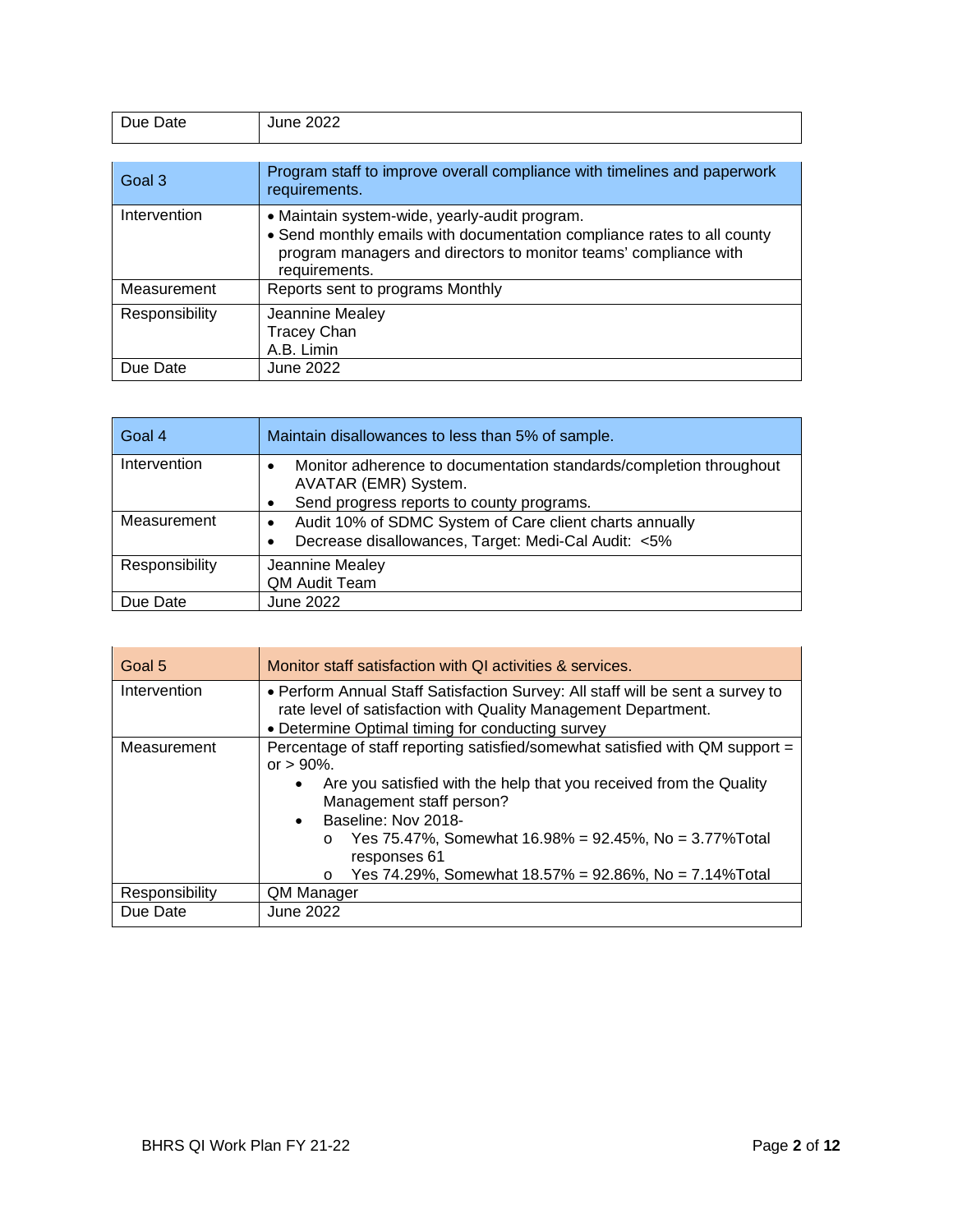| Due Date | June 2022 |
| --- | --- |

| Goal 3 | Program staff to improve overall compliance with timelines and paperwork requirements. |
| --- | --- |
| Intervention | • Maintain system-wide, yearly-audit program.<br>• Send monthly emails with documentation compliance rates to all county program managers and directors to monitor teams' compliance with requirements. |
| Measurement | Reports sent to programs Monthly |
| Responsibility | Jeannine Mealey<br>Tracey Chan<br>A.B. Limin |
| Due Date | June 2022 |

| Goal 4 | Maintain disallowances to less than 5% of sample. |
| --- | --- |
| Intervention | • Monitor adherence to documentation standards/completion throughout AVATAR (EMR) System.<br>• Send progress reports to county programs. |
| Measurement | • Audit 10% of SDMC System of Care client charts annually<br>• Decrease disallowances, Target: Medi-Cal Audit: <5% |
| Responsibility | Jeannine Mealey<br>QM Audit Team |
| Due Date | June 2022 |

| Goal 5 | Monitor staff satisfaction with QI activities & services. |
| --- | --- |
| Intervention | • Perform Annual Staff Satisfaction Survey: All staff will be sent a survey to rate level of satisfaction with Quality Management Department.<br>• Determine Optimal timing for conducting survey |
| Measurement | Percentage of staff reporting satisfied/somewhat satisfied with QM support = or > 90%.<br>• Are you satisfied with the help that you received from the Quality Management staff person?<br>• Baseline: Nov 2018-<br>&nbsp;&nbsp;o Yes 75.47%, Somewhat 16.98% = 92.45%, No = 3.77%Total responses 61<br>&nbsp;&nbsp;o Yes 74.29%, Somewhat 18.57% = 92.86%, No = 7.14%Total |
| Responsibility | QM Manager |
| Due Date | June 2022 |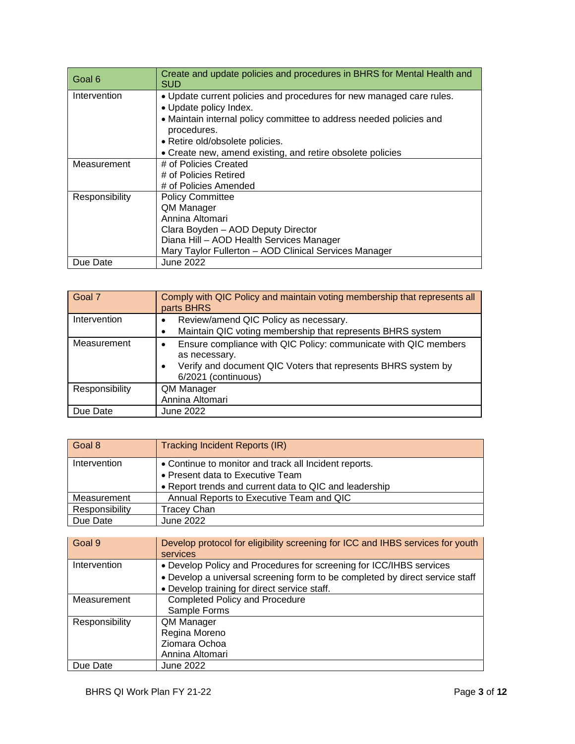| Goal 6 | Create and update policies and procedures in BHRS for Mental Health and SUD |
|---|---|
| Intervention | • Update current policies and procedures for new managed care rules.<br>• Update policy Index.<br>• Maintain internal policy committee to address needed policies and procedures.<br>• Retire old/obsolete policies.<br>• Create new, amend existing, and retire obsolete policies |
| Measurement | # of Policies Created<br># of Policies Retired<br># of Policies Amended |
| Responsibility | Policy Committee<br>QM Manager<br>Annina Altomari<br>Clara Boyden – AOD Deputy Director<br>Diana Hill – AOD Health Services Manager<br>Mary Taylor Fullerton – AOD Clinical Services Manager |
| Due Date | June 2022 |

| Goal 7 | Comply with QIC Policy and maintain voting membership that represents all parts BHRS |
|---|---|
| Intervention | • Review/amend QIC Policy as necessary.<br>• Maintain QIC voting membership that represents BHRS system |
| Measurement | • Ensure compliance with QIC Policy: communicate with QIC members as necessary.<br>• Verify and document QIC Voters that represents BHRS system by 6/2021 (continuous) |
| Responsibility | QM Manager<br>Annina Altomari |
| Due Date | June 2022 |

| Goal 8 | Tracking Incident Reports (IR) |
|---|---|
| Intervention | • Continue to monitor and track all Incident reports.<br>• Present data to Executive Team<br>• Report trends and current data to QIC and leadership |
| Measurement | Annual Reports to Executive Team and QIC |
| Responsibility | Tracey Chan |
| Due Date | June 2022 |

| Goal 9 | Develop protocol for eligibility screening for ICC and IHBS services for youth services |
|---|---|
| Intervention | • Develop Policy and Procedures for screening for ICC/IHBS services<br>• Develop a universal screening form to be completed by direct service staff<br>• Develop training for direct service staff. |
| Measurement | Completed Policy and Procedure<br>Sample Forms |
| Responsibility | QM Manager<br>Regina Moreno<br>Ziomara Ochoa<br>Annina Altomari |
| Due Date | June 2022 |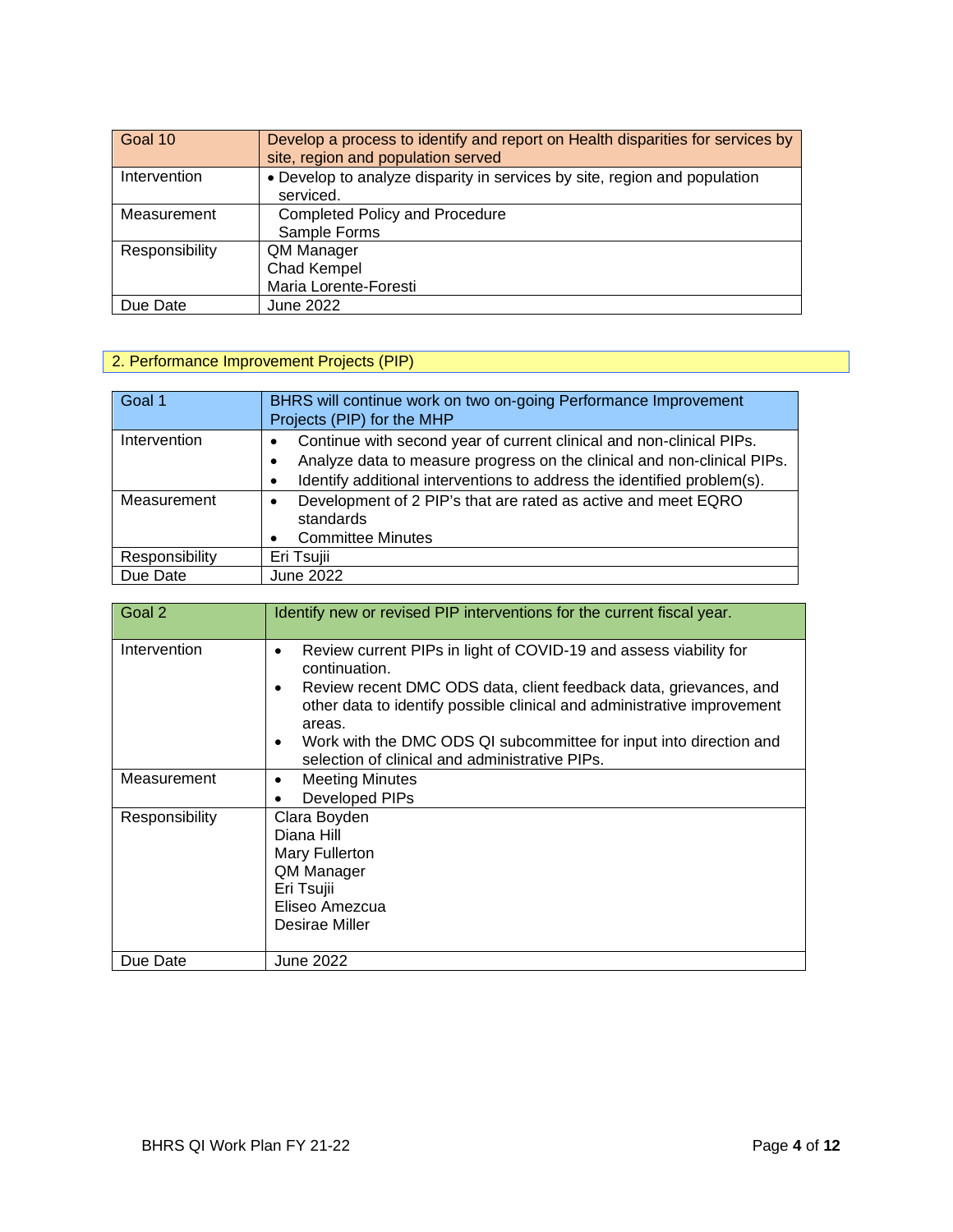| Goal 10 | Develop a process to identify and report on Health disparities for services by site, region and population served |
|---|---|
| Intervention | • Develop to analyze disparity in services by site, region and population serviced. |
| Measurement | Completed Policy and Procedure<br>Sample Forms |
| Responsibility | QM Manager<br>Chad Kempel<br>Maria Lorente-Foresti |
| Due Date | June 2022 |

## 2. Performance Improvement Projects (PIP)

| Goal 1 | BHRS will continue work on two on-going Performance Improvement Projects (PIP) for the MHP |
|---|---|
| Intervention | • Continue with second year of current clinical and non-clinical PIPs.<br>• Analyze data to measure progress on the clinical and non-clinical PIPs.<br>• Identify additional interventions to address the identified problem(s). |
| Measurement | • Development of 2 PIP's that are rated as active and meet EQRO standards<br>• Committee Minutes |
| Responsibility | Eri Tsujii |
| Due Date | June 2022 |

| Goal 2 | Identify new or revised PIP interventions for the current fiscal year. |
|---|---|
| Intervention | • Review current PIPs in light of COVID-19 and assess viability for continuation.<br>• Review recent DMC ODS data, client feedback data, grievances, and other data to identify possible clinical and administrative improvement areas.<br>• Work with the DMC ODS QI subcommittee for input into direction and selection of clinical and administrative PIPs. |
| Measurement | • Meeting Minutes<br>• Developed PIPs |
| Responsibility | Clara Boyden<br>Diana Hill<br>Mary Fullerton<br>QM Manager<br>Eri Tsujii<br>Eliseo Amezcua<br>Desirae Miller |
| Due Date | June 2022 |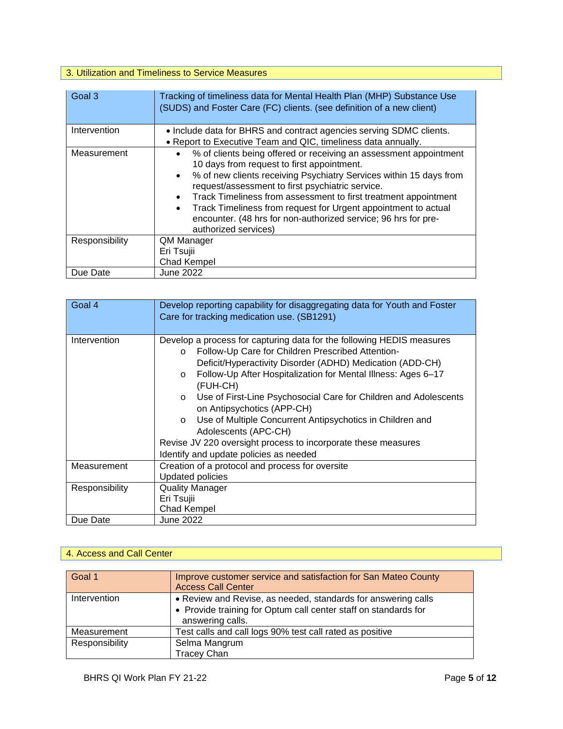## 3. Utilization and Timeliness to Service Measures

| Goal 3 | Tracking of timeliness data for Mental Health Plan (MHP) Substance Use (SUDS) and Foster Care (FC) clients. (see definition of a new client) |
|---|---|
| Intervention | • Include data for BHRS and contract agencies serving SDMC clients.<br>• Report to Executive Team and QIC, timeliness data annually. |
| Measurement | • % of clients being offered or receiving an assessment appointment 10 days from request to first appointment.<br>• % of new clients receiving Psychiatry Services within 15 days from request/assessment to first psychiatric service.<br>• Track Timeliness from assessment to first treatment appointment<br>• Track Timeliness from request for Urgent appointment to actual encounter. (48 hrs for non-authorized service; 96 hrs for pre-authorized services) |
| Responsibility | QM Manager<br>Eri Tsujii<br>Chad Kempel |
| Due Date | June 2022 |

| Goal 4 | Develop reporting capability for disaggregating data for Youth and Foster Care for tracking medication use. (SB1291) |
|---|---|
| Intervention | Develop a process for capturing data for the following HEDIS measures<br>o Follow-Up Care for Children Prescribed Attention-Deficit/Hyperactivity Disorder (ADHD) Medication (ADD-CH)<br>o Follow-Up After Hospitalization for Mental Illness: Ages 6–17 (FUH-CH)<br>o Use of First-Line Psychosocial Care for Children and Adolescents on Antipsychotics (APP-CH)<br>o Use of Multiple Concurrent Antipsychotics in Children and Adolescents (APC-CH)<br>Revise JV 220 oversight process to incorporate these measures<br>Identify and update policies as needed |
| Measurement | Creation of a protocol and process for oversite<br>Updated policies |
| Responsibility | Quality Manager<br>Eri Tsujii<br>Chad Kempel |
| Due Date | June 2022 |

## 4. Access and Call Center

| Goal 1 | Improve customer service and satisfaction for San Mateo County Access Call Center |
|---|---|
| Intervention | • Review and Revise, as needed, standards for answering calls<br>• Provide training for Optum call center staff on standards for answering calls. |
| Measurement | Test calls and call logs 90% test call rated as positive |
| Responsibility | Selma Mangrum<br>Tracey Chan |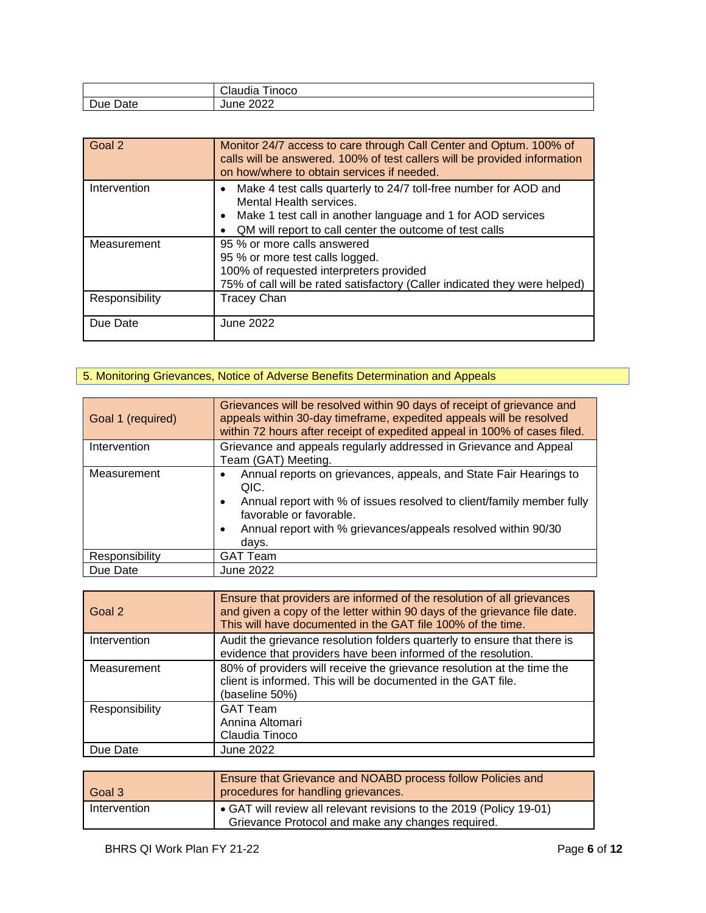| | Claudia Tinoco |
|---|---|
| Due Date | June 2022 |

| Goal 2 | Monitor 24/7 access to care through Call Center and Optum. 100% of calls will be answered. 100% of test callers will be provided information on how/where to obtain services if needed. |
|---|---|
| Intervention | • Make 4 test calls quarterly to 24/7 toll-free number for AOD and Mental Health services.<br>• Make 1 test call in another language and 1 for AOD services<br>• QM will report to call center the outcome of test calls |
| Measurement | 95 % or more calls answered<br>95 % or more test calls logged.<br>100% of requested interpreters provided<br>75% of call will be rated satisfactory (Caller indicated they were helped) |
| Responsibility | Tracey Chan |
| Due Date | June 2022 |

## 5. Monitoring Grievances, Notice of Adverse Benefits Determination and Appeals

| Goal 1 (required) | Grievances will be resolved within 90 days of receipt of grievance and appeals within 30-day timeframe, expedited appeals will be resolved within 72 hours after receipt of expedited appeal in 100% of cases filed. |
|---|---|
| Intervention | Grievance and appeals regularly addressed in Grievance and Appeal Team (GAT) Meeting. |
| Measurement | • Annual reports on grievances, appeals, and State Fair Hearings to QIC.<br>• Annual report with % of issues resolved to client/family member fully favorable or favorable.<br>• Annual report with % grievances/appeals resolved within 90/30 days. |
| Responsibility | GAT Team |
| Due Date | June 2022 |

| Goal 2 | Ensure that providers are informed of the resolution of all grievances and given a copy of the letter within 90 days of the grievance file date. This will have documented in the GAT file 100% of the time. |
|---|---|
| Intervention | Audit the grievance resolution folders quarterly to ensure that there is evidence that providers have been informed of the resolution. |
| Measurement | 80% of providers will receive the grievance resolution at the time the client is informed. This will be documented in the GAT file. (baseline 50%) |
| Responsibility | GAT Team<br>Annina Altomari<br>Claudia Tinoco |
| Due Date | June 2022 |

| Goal 3 | Ensure that Grievance and NOABD process follow Policies and procedures for handling grievances. |
|---|---|
| Intervention | • GAT will review all relevant revisions to the 2019 (Policy 19-01) Grievance Protocol and make any changes required. |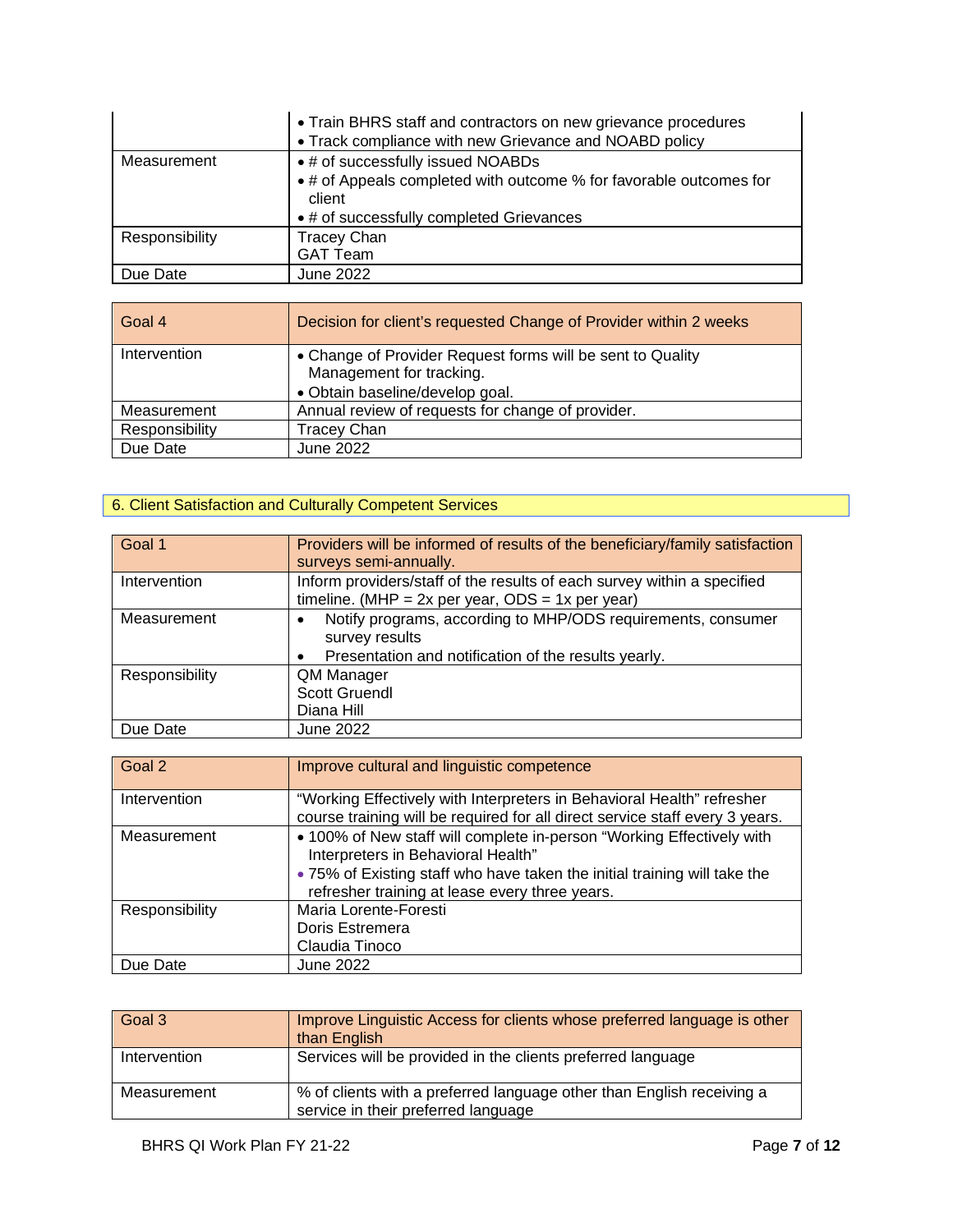| | |
|---|---|
| | • Train BHRS staff and contractors on new grievance procedures<br>• Track compliance with new Grievance and NOABD policy |
| Measurement | • # of successfully issued NOABDs<br>• # of Appeals completed with outcome % for favorable outcomes for client<br>• # of successfully completed Grievances |
| Responsibility | Tracey Chan<br>GAT Team |
| Due Date | June 2022 |

| Goal 4 | Decision for client's requested Change of Provider within 2 weeks |
|---|---|
| Intervention | • Change of Provider Request forms will be sent to Quality Management for tracking.<br>• Obtain baseline/develop goal. |
| Measurement | Annual review of requests for change of provider. |
| Responsibility | Tracey Chan |
| Due Date | June 2022 |

## 6. Client Satisfaction and Culturally Competent Services

| Goal 1 | Providers will be informed of results of the beneficiary/family satisfaction surveys semi-annually. |
|---|---|
| Intervention | Inform providers/staff of the results of each survey within a specified timeline. (MHP = 2x per year, ODS = 1x per year) |
| Measurement | • Notify programs, according to MHP/ODS requirements, consumer survey results<br>• Presentation and notification of the results yearly. |
| Responsibility | QM Manager<br>Scott Gruendl<br>Diana Hill |
| Due Date | June 2022 |

| Goal 2 | Improve cultural and linguistic competence |
|---|---|
| Intervention | "Working Effectively with Interpreters in Behavioral Health" refresher course training will be required for all direct service staff every 3 years. |
| Measurement | • 100% of New staff will complete in-person "Working Effectively with Interpreters in Behavioral Health"<br>• 75% of Existing staff who have taken the initial training will take the refresher training at lease every three years. |
| Responsibility | Maria Lorente-Foresti<br>Doris Estremera<br>Claudia Tinoco |
| Due Date | June 2022 |

| Goal 3 | Improve Linguistic Access for clients whose preferred language is other than English |
|---|---|
| Intervention | Services will be provided in the clients preferred language |
| Measurement | % of clients with a preferred language other than English receiving a service in their preferred language |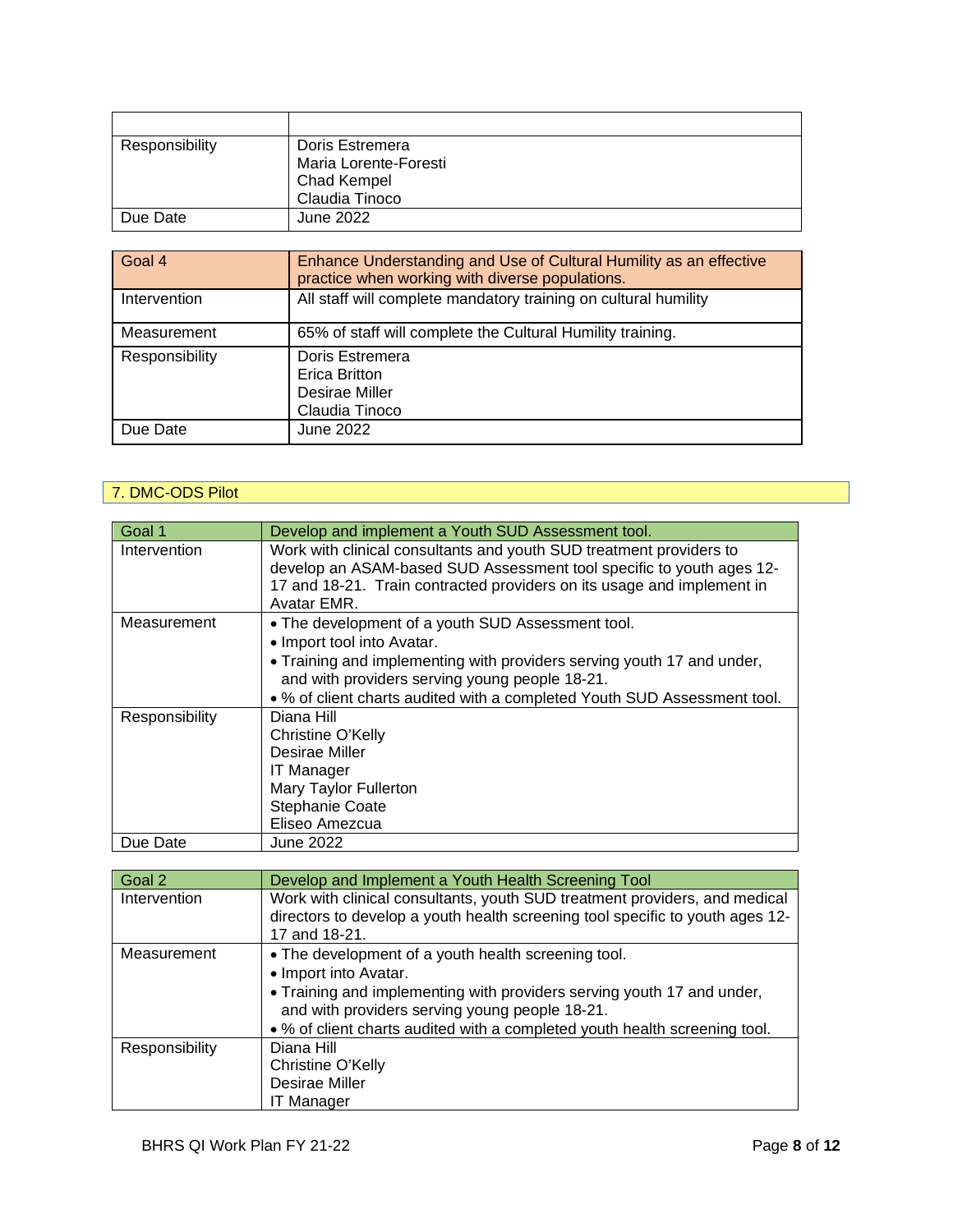| | |
|---|---|
| Responsibility | Doris Estremera<br>Maria Lorente-Foresti<br>Chad Kempel<br>Claudia Tinoco |
| Due Date | June 2022 |

| Goal 4 | Enhance Understanding and Use of Cultural Humility as an effective practice when working with diverse populations. |
|---|---|
| Intervention | All staff will complete mandatory training on cultural humility |
| Measurement | 65% of staff will complete the Cultural Humility training. |
| Responsibility | Doris Estremera<br>Erica Britton<br>Desirae Miller<br>Claudia Tinoco |
| Due Date | June 2022 |

## 7. DMC-ODS Pilot

| Goal 1 | Develop and implement a Youth SUD Assessment tool. |
|---|---|
| Intervention | Work with clinical consultants and youth SUD treatment providers to develop an ASAM-based SUD Assessment tool specific to youth ages 12-17 and 18-21. Train contracted providers on its usage and implement in Avatar EMR. |
| Measurement | • The development of a youth SUD Assessment tool.<br>• Import tool into Avatar.<br>• Training and implementing with providers serving youth 17 and under, and with providers serving young people 18-21.<br>• % of client charts audited with a completed Youth SUD Assessment tool. |
| Responsibility | Diana Hill<br>Christine O'Kelly<br>Desirae Miller<br>IT Manager<br>Mary Taylor Fullerton<br>Stephanie Coate<br>Eliseo Amezcua |
| Due Date | June 2022 |

| Goal 2 | Develop and Implement a Youth Health Screening Tool |
|---|---|
| Intervention | Work with clinical consultants, youth SUD treatment providers, and medical directors to develop a youth health screening tool specific to youth ages 12-17 and 18-21. |
| Measurement | • The development of a youth health screening tool.<br>• Import into Avatar.<br>• Training and implementing with providers serving youth 17 and under, and with providers serving young people 18-21.<br>• % of client charts audited with a completed youth health screening tool. |
| Responsibility | Diana Hill<br>Christine O'Kelly<br>Desirae Miller<br>IT Manager |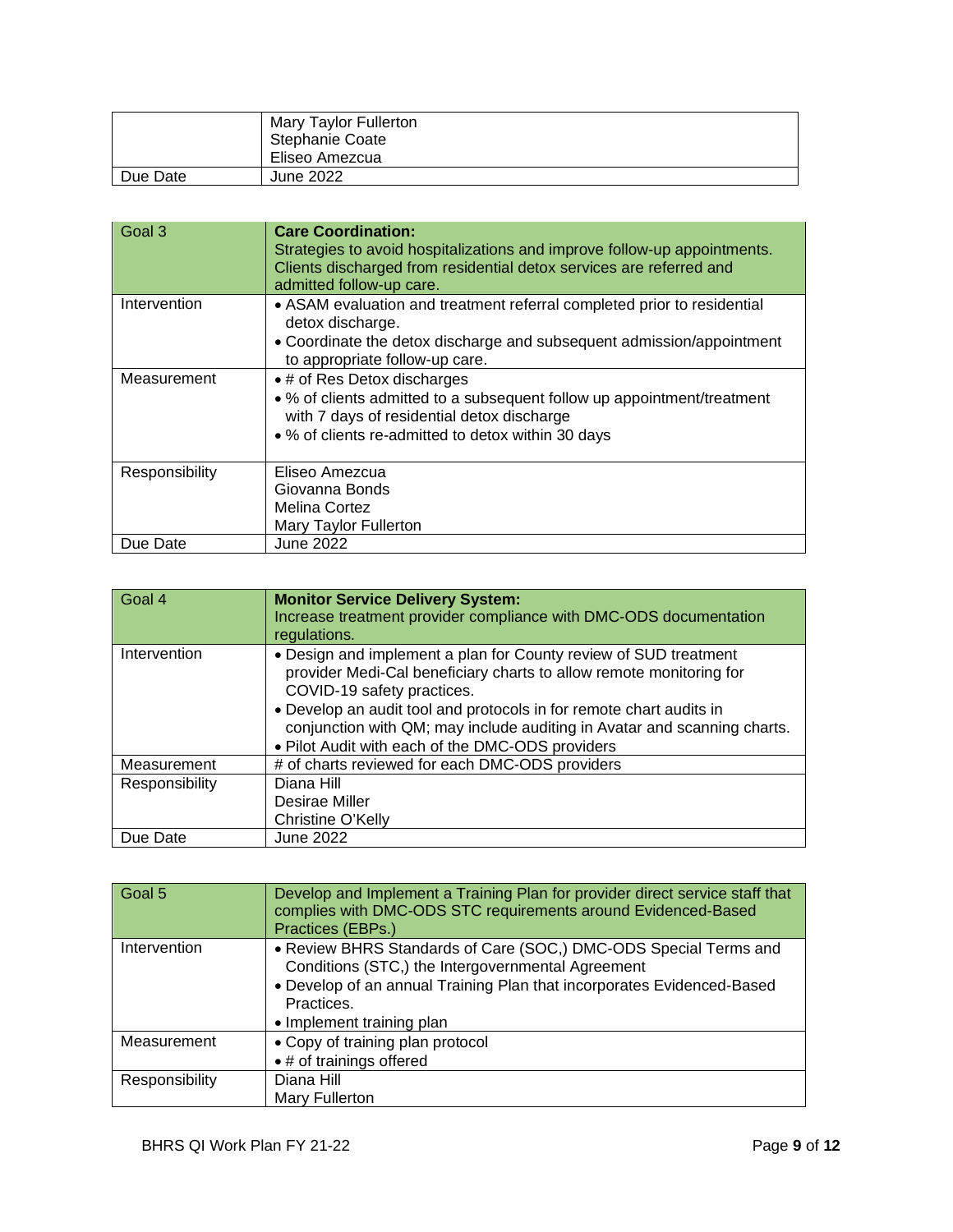| | |
|---|---|
| | Mary Taylor Fullerton<br>Stephanie Coate<br>Eliseo Amezcua |
| Due Date | June 2022 |

| Goal 3 | **Care Coordination:**<br>Strategies to avoid hospitalizations and improve follow-up appointments. Clients discharged from residential detox services are referred and admitted follow-up care. |
|---|---|
| Intervention | • ASAM evaluation and treatment referral completed prior to residential detox discharge.<br>• Coordinate the detox discharge and subsequent admission/appointment to appropriate follow-up care. |
| Measurement | • # of Res Detox discharges<br>• % of clients admitted to a subsequent follow up appointment/treatment with 7 days of residential detox discharge<br>• % of clients re-admitted to detox within 30 days |
| Responsibility | Eliseo Amezcua<br>Giovanna Bonds<br>Melina Cortez<br>Mary Taylor Fullerton |
| Due Date | June 2022 |

| Goal 4 | **Monitor Service Delivery System:**<br>Increase treatment provider compliance with DMC-ODS documentation regulations. |
|---|---|
| Intervention | • Design and implement a plan for County review of SUD treatment provider Medi-Cal beneficiary charts to allow remote monitoring for COVID-19 safety practices.<br>• Develop an audit tool and protocols in for remote chart audits in conjunction with QM; may include auditing in Avatar and scanning charts.<br>• Pilot Audit with each of the DMC-ODS providers |
| Measurement | # of charts reviewed for each DMC-ODS providers |
| Responsibility | Diana Hill<br>Desirae Miller<br>Christine O'Kelly |
| Due Date | June 2022 |

| Goal 5 | Develop and Implement a Training Plan for provider direct service staff that complies with DMC-ODS STC requirements around Evidenced-Based Practices (EBPs.) |
|---|---|
| Intervention | • Review BHRS Standards of Care (SOC,) DMC-ODS Special Terms and Conditions (STC,) the Intergovernmental Agreement<br>• Develop of an annual Training Plan that incorporates Evidenced-Based Practices.<br>• Implement training plan |
| Measurement | • Copy of training plan protocol<br>• # of trainings offered |
| Responsibility | Diana Hill<br>Mary Fullerton |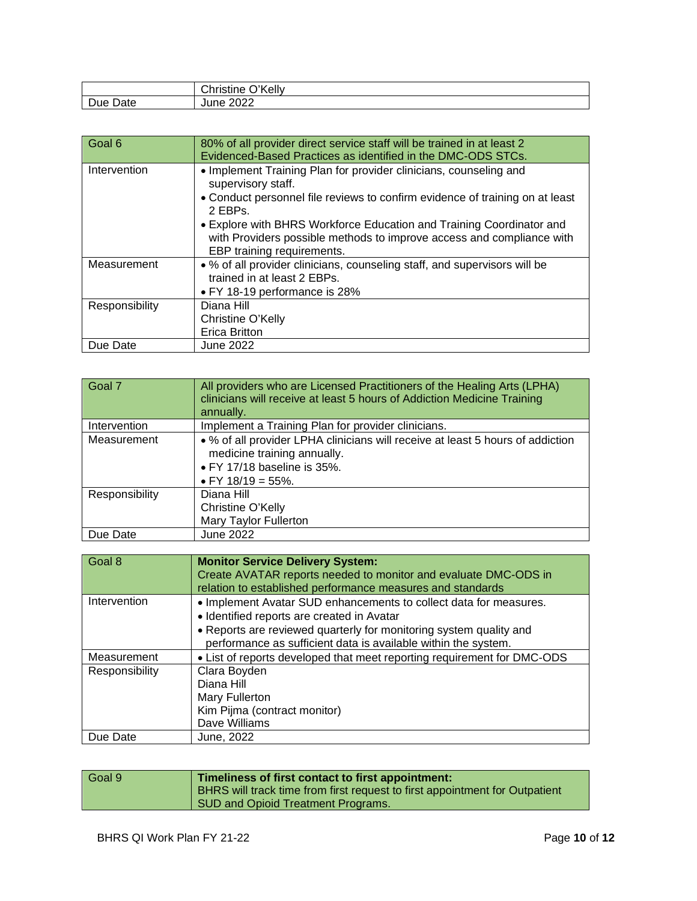| | Christine O'Kelly |
|---|---|
| Due Date | June 2022 |

| Goal 6 | 80% of all provider direct service staff will be trained in at least 2 Evidenced-Based Practices as identified in the DMC-ODS STCs. |
|---|---|
| Intervention | • Implement Training Plan for provider clinicians, counseling and supervisory staff.<br>• Conduct personnel file reviews to confirm evidence of training on at least 2 EBPs.<br>• Explore with BHRS Workforce Education and Training Coordinator and with Providers possible methods to improve access and compliance with EBP training requirements. |
| Measurement | • % of all provider clinicians, counseling staff, and supervisors will be trained in at least 2 EBPs.<br>• FY 18-19 performance is 28% |
| Responsibility | Diana Hill<br>Christine O'Kelly<br>Erica Britton |
| Due Date | June 2022 |

| Goal 7 | All providers who are Licensed Practitioners of the Healing Arts (LPHA) clinicians will receive at least 5 hours of Addiction Medicine Training annually. |
|---|---|
| Intervention | Implement a Training Plan for provider clinicians. |
| Measurement | • % of all provider LPHA clinicians will receive at least 5 hours of addiction medicine training annually.<br>• FY 17/18 baseline is 35%.<br>• FY 18/19 = 55%. |
| Responsibility | Diana Hill<br>Christine O'Kelly<br>Mary Taylor Fullerton |
| Due Date | June 2022 |

| Goal 8 | **Monitor Service Delivery System:**<br>Create AVATAR reports needed to monitor and evaluate DMC-ODS in relation to established performance measures and standards |
|---|---|
| Intervention | • Implement Avatar SUD enhancements to collect data for measures.<br>• Identified reports are created in Avatar<br>• Reports are reviewed quarterly for monitoring system quality and performance as sufficient data is available within the system. |
| Measurement | • List of reports developed that meet reporting requirement for DMC-ODS |
| Responsibility | Clara Boyden<br>Diana Hill<br>Mary Fullerton<br>Kim Pijma (contract monitor)<br>Dave Williams |
| Due Date | June, 2022 |

| Goal 9 | **Timeliness of first contact to first appointment:**<br>BHRS will track time from first request to first appointment for Outpatient SUD and Opioid Treatment Programs. |
|---|---|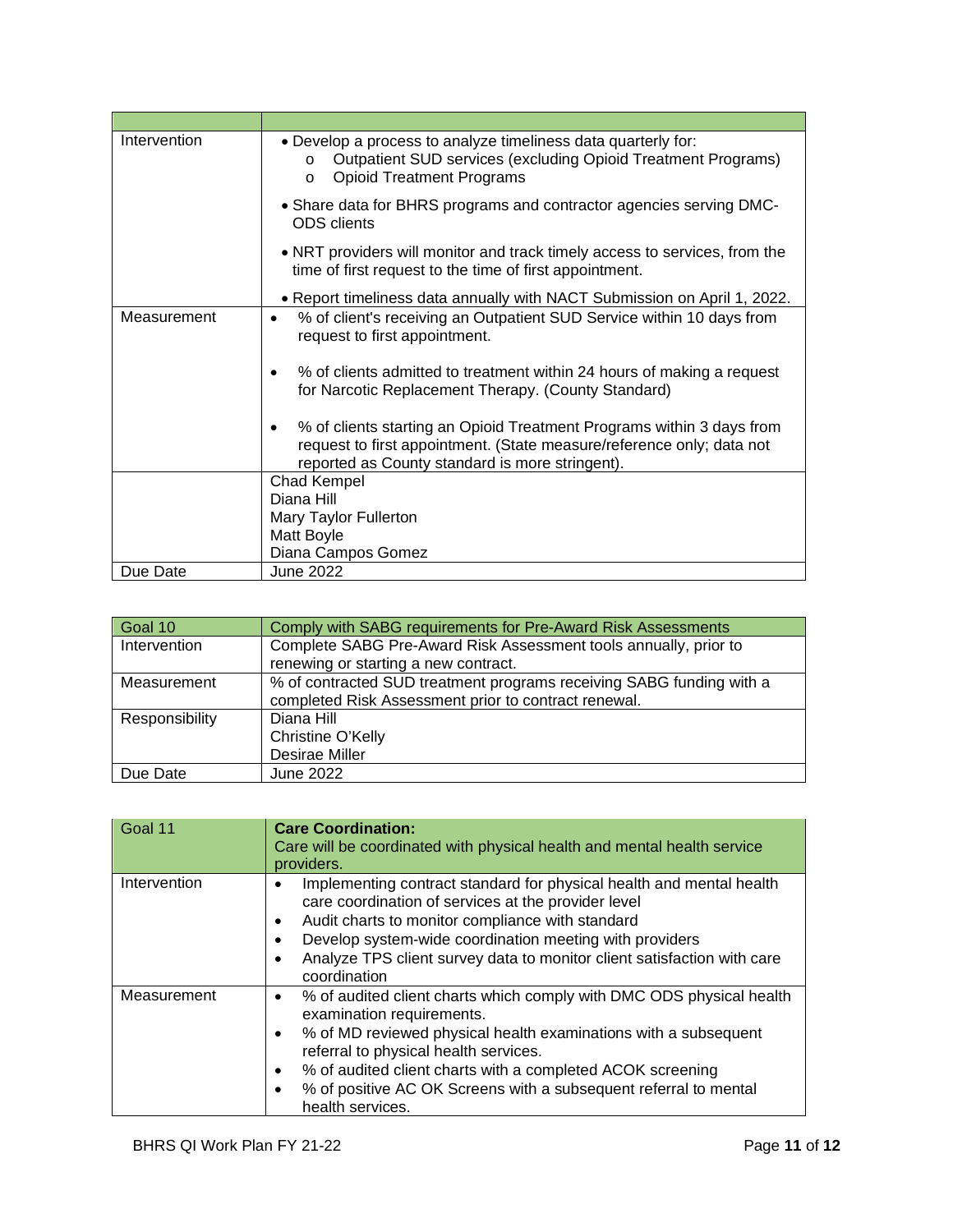| | |
|---|---|
| Intervention | • Develop a process to analyze timeliness data quarterly for:<br>o Outpatient SUD services (excluding Opioid Treatment Programs)<br>o Opioid Treatment Programs<br><br>• Share data for BHRS programs and contractor agencies serving DMC-ODS clients<br><br>• NRT providers will monitor and track timely access to services, from the time of first request to the time of first appointment.<br><br>• Report timeliness data annually with NACT Submission on April 1, 2022. |
| Measurement | • % of client's receiving an Outpatient SUD Service within 10 days from request to first appointment.<br><br>• % of clients admitted to treatment within 24 hours of making a request for Narcotic Replacement Therapy. (County Standard)<br><br>• % of clients starting an Opioid Treatment Programs within 3 days from request to first appointment. (State measure/reference only; data not reported as County standard is more stringent). |
| | Chad Kempel<br>Diana Hill<br>Mary Taylor Fullerton<br>Matt Boyle<br>Diana Campos Gomez |
| Due Date | June 2022 |

| Goal 10 | Comply with SABG requirements for Pre-Award Risk Assessments |
|---|---|
| Intervention | Complete SABG Pre-Award Risk Assessment tools annually, prior to renewing or starting a new contract. |
| Measurement | % of contracted SUD treatment programs receiving SABG funding with a completed Risk Assessment prior to contract renewal. |
| Responsibility | Diana Hill<br>Christine O'Kelly<br>Desirae Miller |
| Due Date | June 2022 |

| Goal 11 | **Care Coordination:**<br>Care will be coordinated with physical health and mental health service providers. |
|---|---|
| Intervention | • Implementing contract standard for physical health and mental health care coordination of services at the provider level<br>• Audit charts to monitor compliance with standard<br>• Develop system-wide coordination meeting with providers<br>• Analyze TPS client survey data to monitor client satisfaction with care coordination |
| Measurement | • % of audited client charts which comply with DMC ODS physical health examination requirements.<br>• % of MD reviewed physical health examinations with a subsequent referral to physical health services.<br>• % of audited client charts with a completed ACOK screening<br>• % of positive AC OK Screens with a subsequent referral to mental health services. |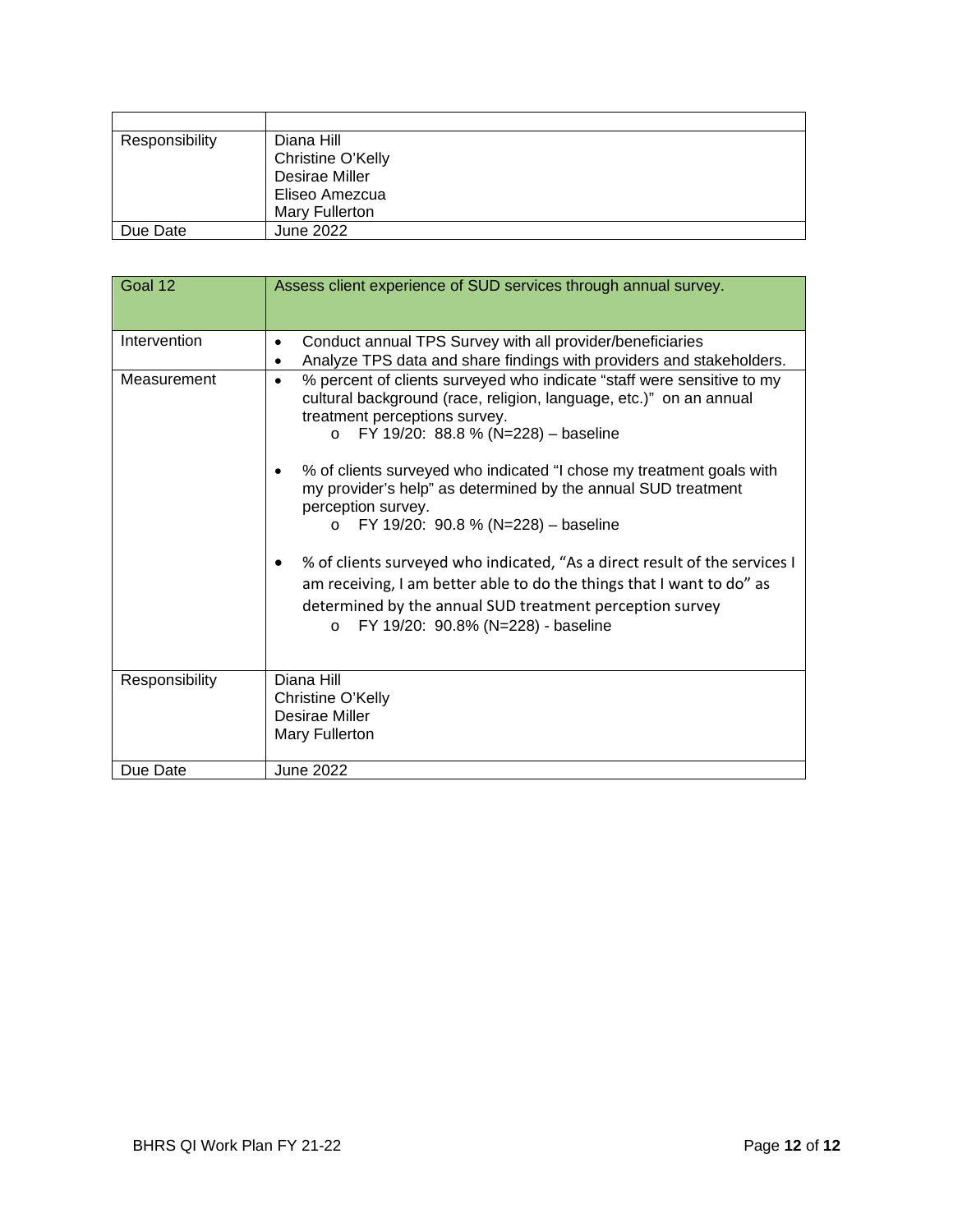| | |
|---|---|
| Responsibility | Diana Hill<br>Christine O'Kelly<br>Desirae Miller<br>Eliseo Amezcua<br>Mary Fullerton |
| Due Date | June 2022 |

| Goal 12 | Assess client experience of SUD services through annual survey. |
|---|---|
| Intervention | • Conduct annual TPS Survey with all provider/beneficiaries<br>• Analyze TPS data and share findings with providers and stakeholders. |
| Measurement | • % percent of clients surveyed who indicate "staff were sensitive to my cultural background (race, religion, language, etc.)" on an annual treatment perceptions survey.<br>  o FY 19/20: 88.8 % (N=228) – baseline<br><br>• % of clients surveyed who indicated "I chose my treatment goals with my provider's help" as determined by the annual SUD treatment perception survey.<br>  o FY 19/20: 90.8 % (N=228) – baseline<br><br>• % of clients surveyed who indicated, "As a direct result of the services I am receiving, I am better able to do the things that I want to do" as determined by the annual SUD treatment perception survey<br>  o FY 19/20: 90.8% (N=228) - baseline |
| Responsibility | Diana Hill<br>Christine O'Kelly<br>Desirae Miller<br>Mary Fullerton |
| Due Date | June 2022 |